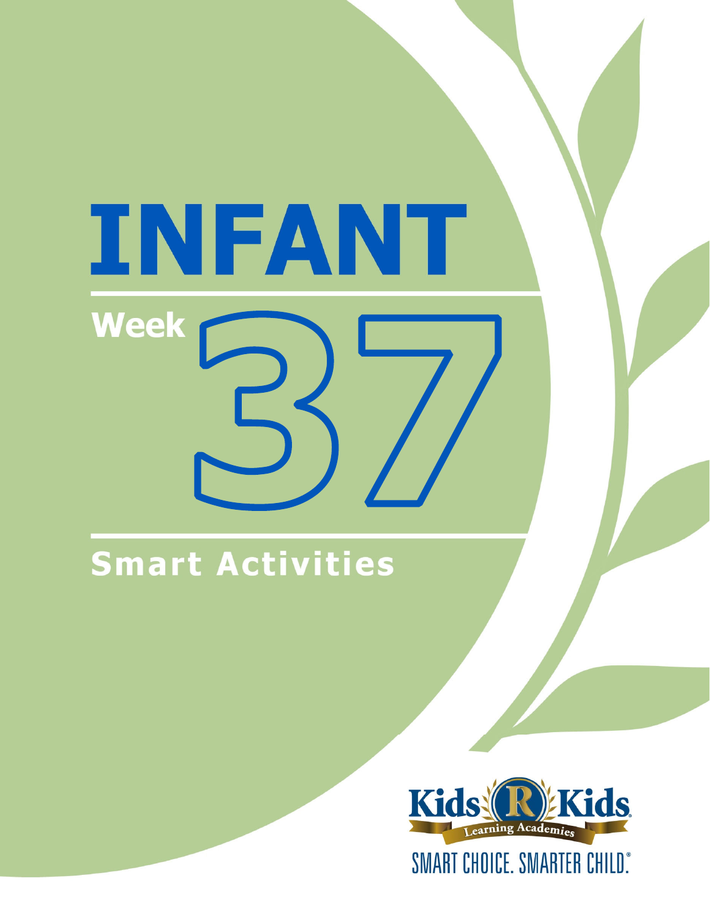# INFANT

## Week 37

## Smart Activities

Kids 'R' Kids Learning Academies

SMART CHOICE. SMARTER CHILD.®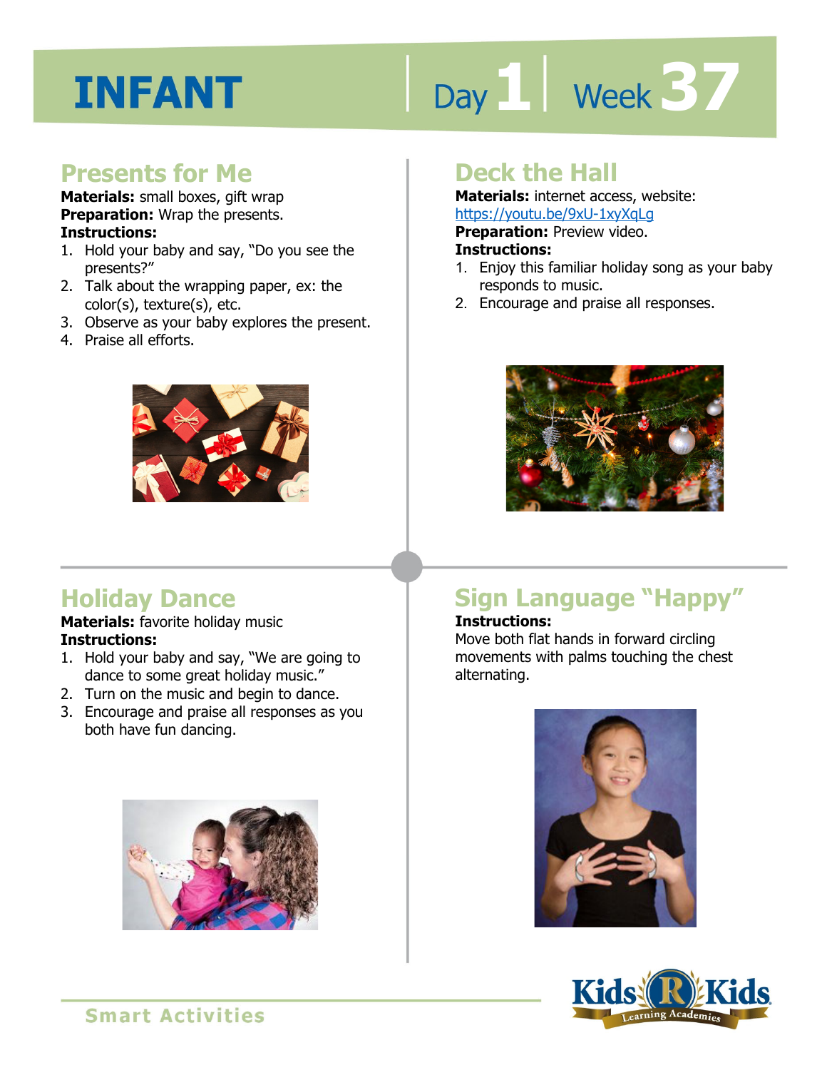# INFANT

Day 1 | Week 37

## Presents for Me

**Materials:** small boxes, gift wrap
**Preparation:** Wrap the presents.
**Instructions:**

1. Hold your baby and say, "Do you see the presents?"
2. Talk about the wrapping paper, ex: the color(s), texture(s), etc.
3. Observe as your baby explores the present.
4. Praise all efforts.

## Deck the Hall

**Materials:** internet access, website: https://youtu.be/9xU-1xyXqLg
**Preparation:** Preview video.
**Instructions:**

1. Enjoy this familiar holiday song as your baby responds to music.
2. Encourage and praise all responses.

## Holiday Dance

**Materials:** favorite holiday music
**Instructions:**

1. Hold your baby and say, "We are going to dance to some great holiday music."
2. Turn on the music and begin to dance.
3. Encourage and praise all responses as you both have fun dancing.

## Sign Language "Happy"

**Instructions:**
Move both flat hands in forward circling movements with palms touching the chest alternating.

Smart Activities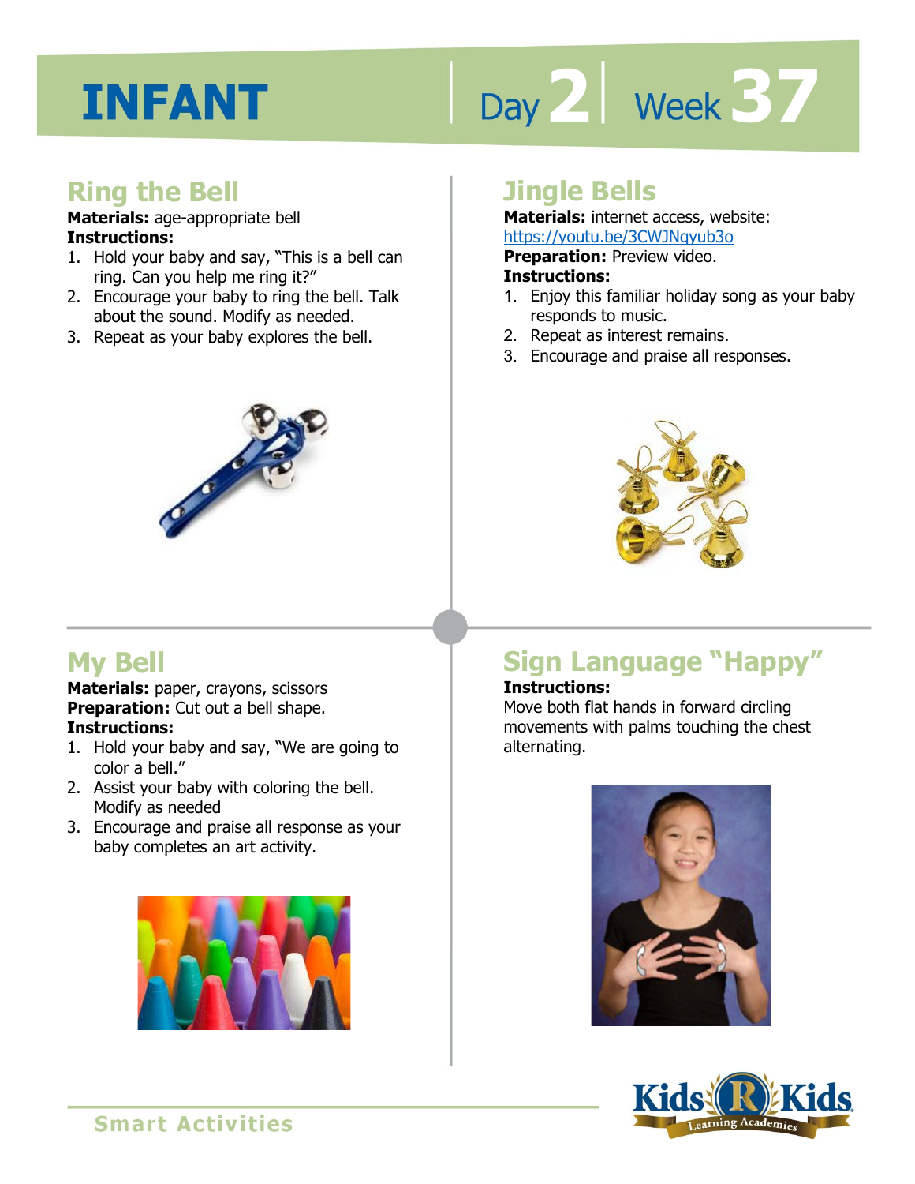# INFANT

Day 2 | Week 37

## Ring the Bell

**Materials:** age-appropriate bell
**Instructions:**

1. Hold your baby and say, "This is a bell can ring. Can you help me ring it?"
2. Encourage your baby to ring the bell. Talk about the sound. Modify as needed.
3. Repeat as your baby explores the bell.

## Jingle Bells

**Materials:** internet access, website: https://youtu.be/3CWJNqyub3o
**Preparation:** Preview video.
**Instructions:**

1. Enjoy this familiar holiday song as your baby responds to music.
2. Repeat as interest remains.
3. Encourage and praise all responses.

## My Bell

**Materials:** paper, crayons, scissors
**Preparation:** Cut out a bell shape.
**Instructions:**

1. Hold your baby and say, "We are going to color a bell."
2. Assist your baby with coloring the bell. Modify as needed
3. Encourage and praise all response as your baby completes an art activity.

## Sign Language "Happy"

**Instructions:**
Move both flat hands in forward circling movements with palms touching the chest alternating.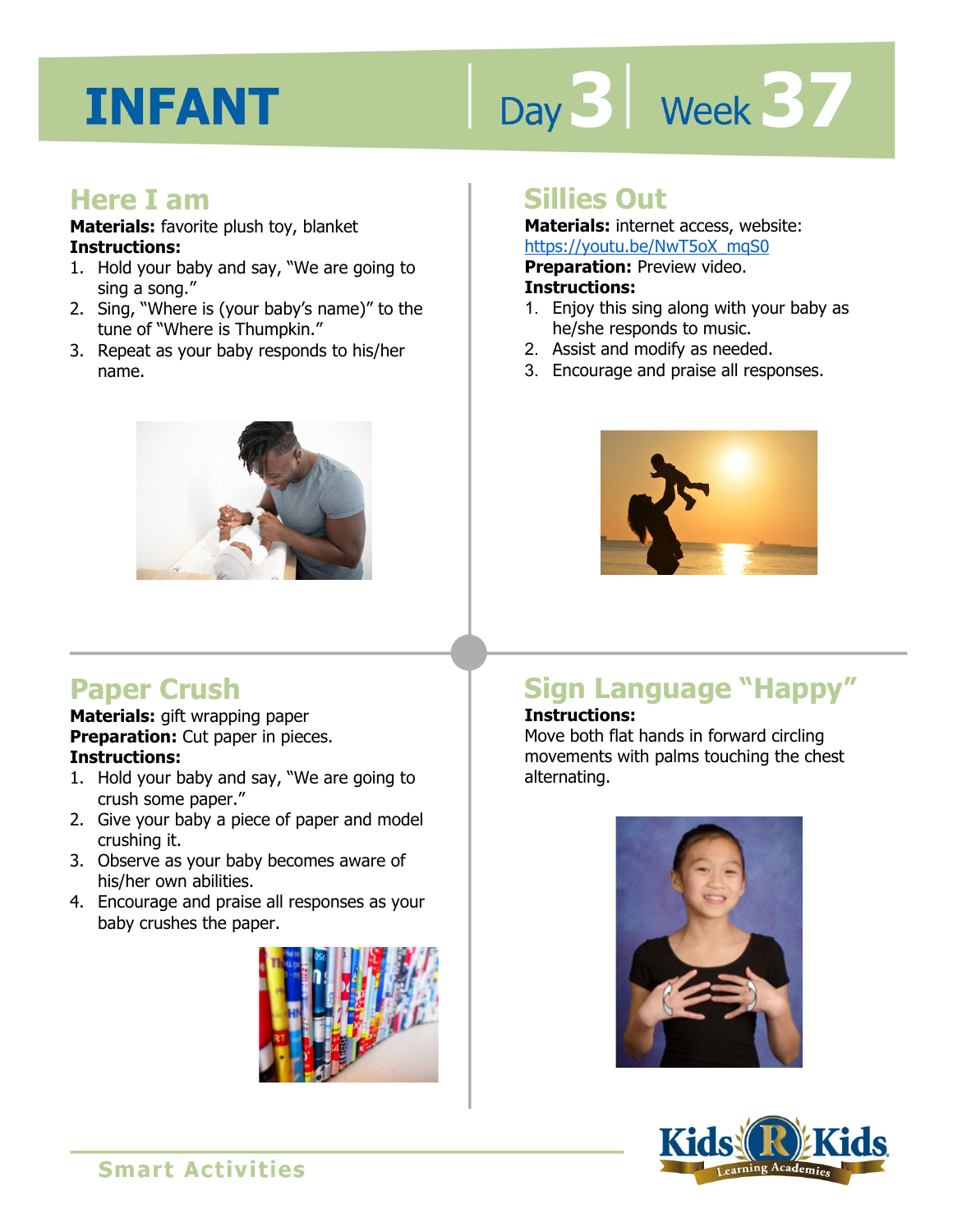# INFANT

Day 3 | Week 37

## Here I am

**Materials:** favorite plush toy, blanket

**Instructions:**

1. Hold your baby and say, "We are going to sing a song."
2. Sing, "Where is (your baby's name)" to the tune of "Where is Thumpkin."
3. Repeat as your baby responds to his/her name.

## Sillies Out

**Materials:** internet access, website: https://youtu.be/NwT5oX_mqS0

**Preparation:** Preview video.

**Instructions:**

1. Enjoy this sing along with your baby as he/she responds to music.
2. Assist and modify as needed.
3. Encourage and praise all responses.

## Paper Crush

**Materials:** gift wrapping paper

**Preparation:** Cut paper in pieces.

**Instructions:**

1. Hold your baby and say, "We are going to crush some paper."
2. Give your baby a piece of paper and model crushing it.
3. Observe as your baby becomes aware of his/her own abilities.
4. Encourage and praise all responses as your baby crushes the paper.

## Sign Language "Happy"

**Instructions:**

Move both flat hands in forward circling movements with palms touching the chest alternating.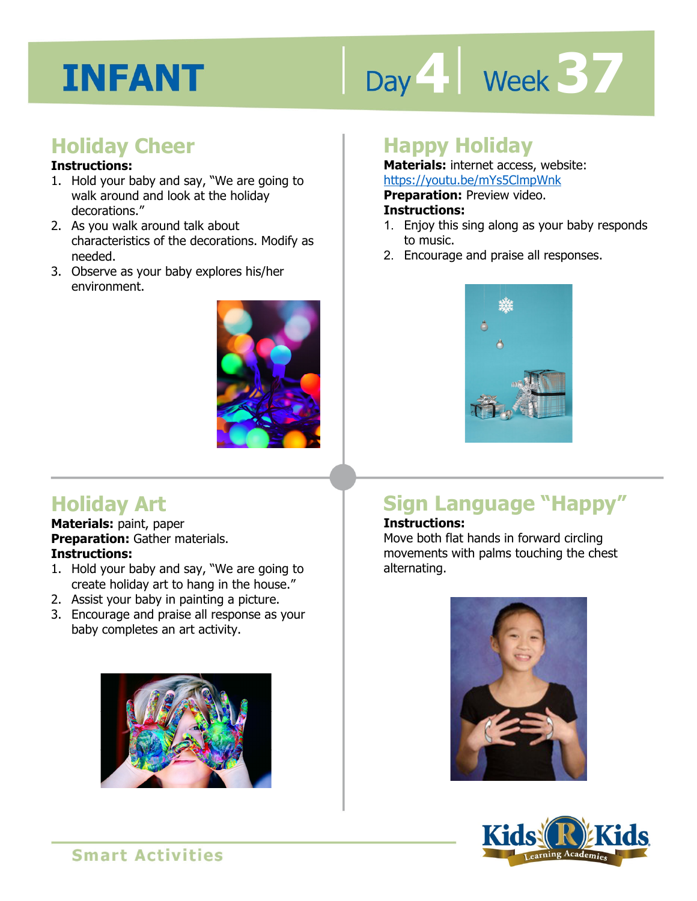# INFANT

Day 4 | Week 37

## Holiday Cheer

**Instructions:**

1. Hold your baby and say, "We are going to walk around and look at the holiday decorations."
2. As you walk around talk about characteristics of the decorations. Modify as needed.
3. Observe as your baby explores his/her environment.

## Happy Holiday

**Materials:** internet access, website: https://youtu.be/mYs5ClmpWnk

**Preparation:** Preview video.

**Instructions:**

1. Enjoy this sing along as your baby responds to music.
2. Encourage and praise all responses.

## Holiday Art

**Materials:** paint, paper

**Preparation:** Gather materials.

**Instructions:**

1. Hold your baby and say, "We are going to create holiday art to hang in the house."
2. Assist your baby in painting a picture.
3. Encourage and praise all response as your baby completes an art activity.

## Sign Language "Happy"

**Instructions:**

Move both flat hands in forward circling movements with palms touching the chest alternating.

Smart Activities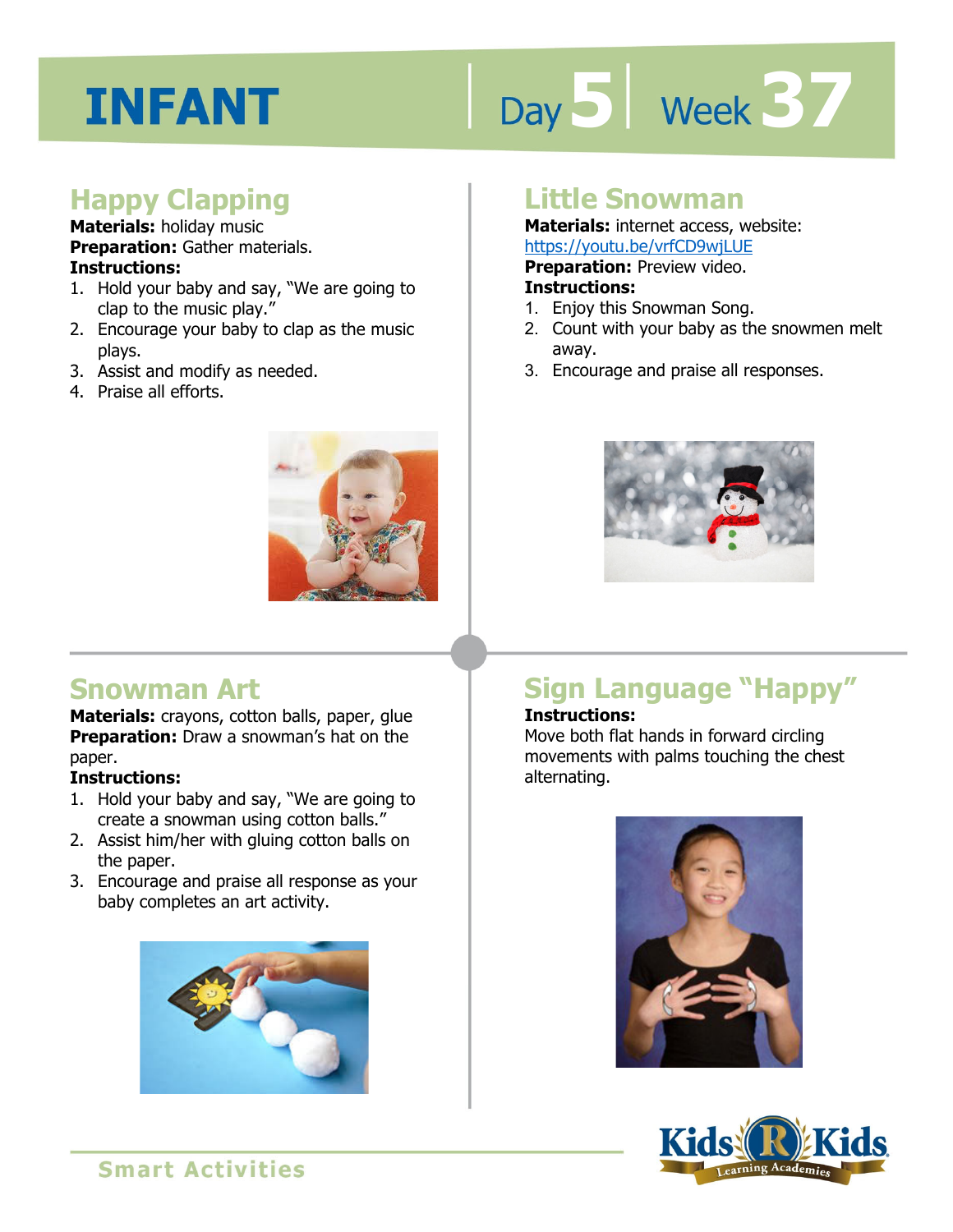# INFANT

Day 5 | Week 37

## Happy Clapping

**Materials:** holiday music

**Preparation:** Gather materials.

**Instructions:**

1. Hold your baby and say, "We are going to clap to the music play."
2. Encourage your baby to clap as the music plays.
3. Assist and modify as needed.
4. Praise all efforts.

## Little Snowman

**Materials:** internet access, website: https://youtu.be/vrfCD9wjLUE

**Preparation:** Preview video.

**Instructions:**

1. Enjoy this Snowman Song.
2. Count with your baby as the snowmen melt away.
3. Encourage and praise all responses.

## Snowman Art

**Materials:** crayons, cotton balls, paper, glue

**Preparation:** Draw a snowman's hat on the paper.

**Instructions:**

1. Hold your baby and say, "We are going to create a snowman using cotton balls."
2. Assist him/her with gluing cotton balls on the paper.
3. Encourage and praise all response as your baby completes an art activity.

## Sign Language "Happy"

**Instructions:**

Move both flat hands in forward circling movements with palms touching the chest alternating.

Smart Activities